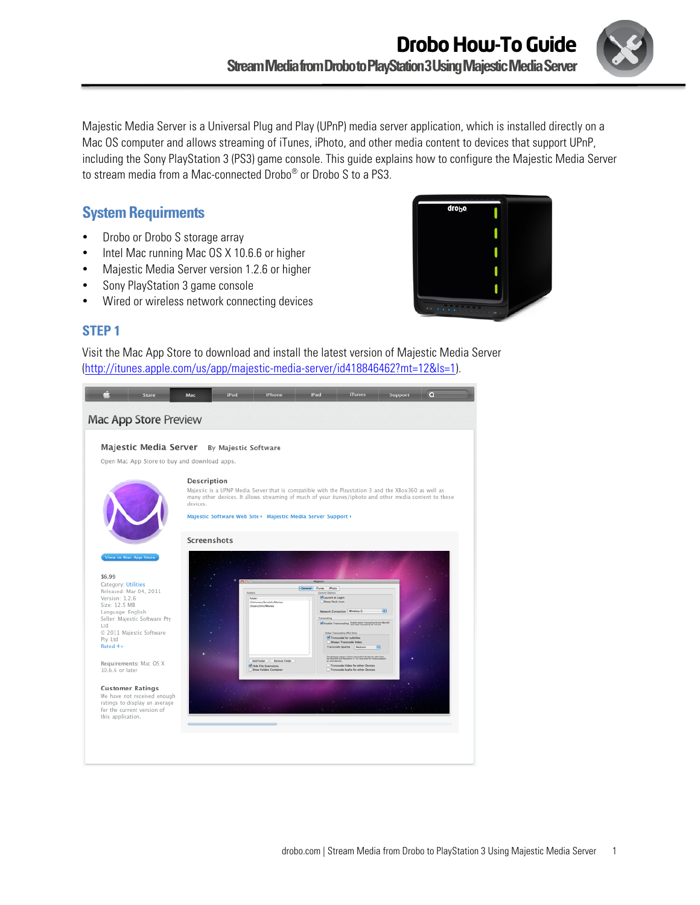# Drobo How-To Guide

## Stream Media from Drobo to PlayStation 3 Using Majestic Media Server

Majestic Media Server is a Universal Plug and Play (UPnP) media server application, which is installed directly on a Mac OS computer and allows streaming of iTunes, iPhoto, and other media content to devices that support UPnP, including the Sony PlayStation 3 (PS3) game console. This guide explains how to configure the Majestic Media Server to stream media from a Mac-connected Drobo® or Drobo S to a PS3.

## System Requirments

- Drobo or Drobo S storage array
- Intel Mac running Mac OS X 10.6.6 or higher
- Majestic Media Server version 1.2.6 or higher
- Sony PlayStation 3 game console
- Wired or wireless network connecting devices

## STEP 1

Visit the Mac App Store to download and install the latest version of Majestic Media Server (http://itunes.apple.com/us/app/majestic-media-server/id418846462?mt=12&ls=1).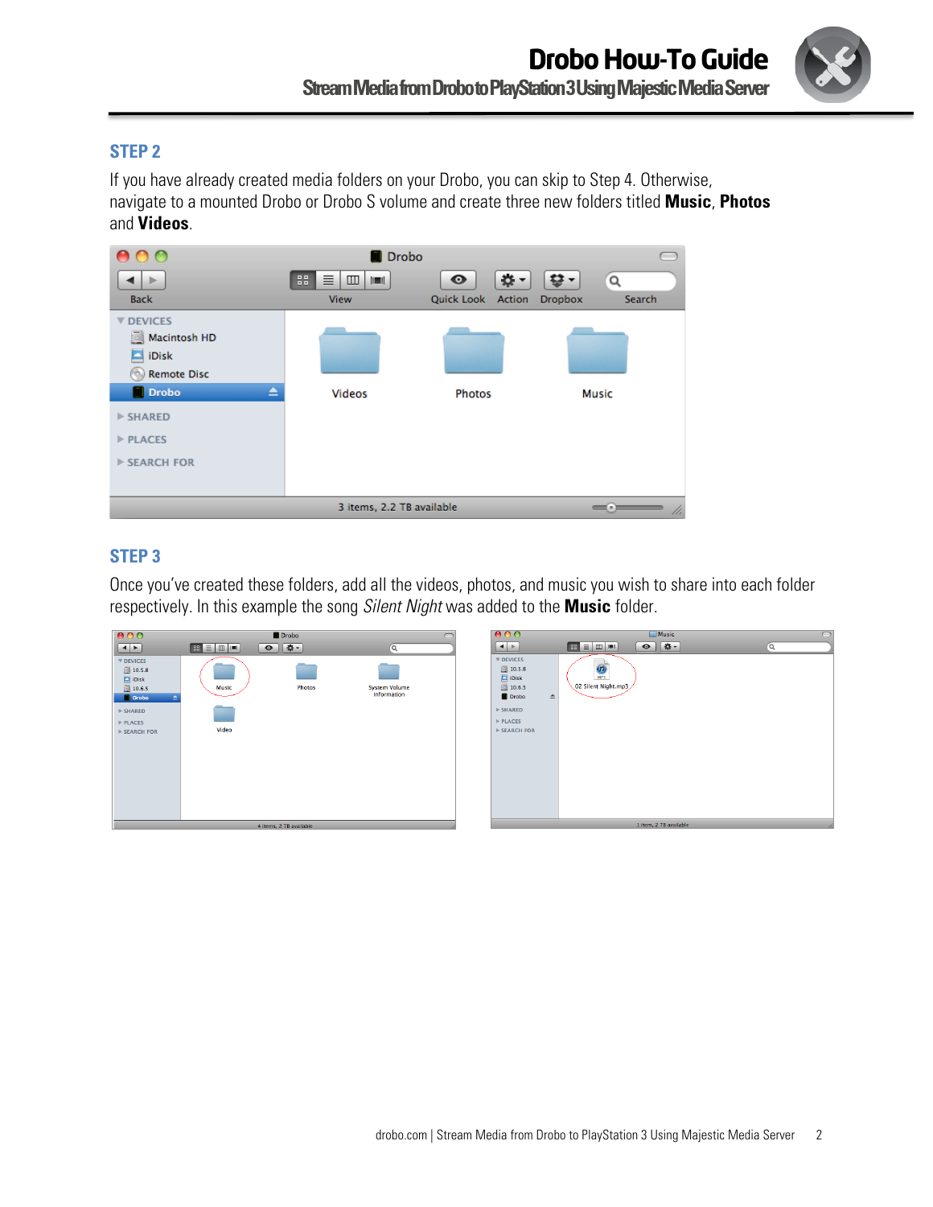## STEP 2

If you have already created media folders on your Drobo, you can skip to Step 4. Otherwise, navigate to a mounted Drobo or Drobo S volume and create three new folders titled **Music**, **Photos** and **Videos**.

## STEP 3

Once you've created these folders, add all the videos, photos, and music you wish to share into each folder respectively. In this example the song *Silent Night* was added to the **Music** folder.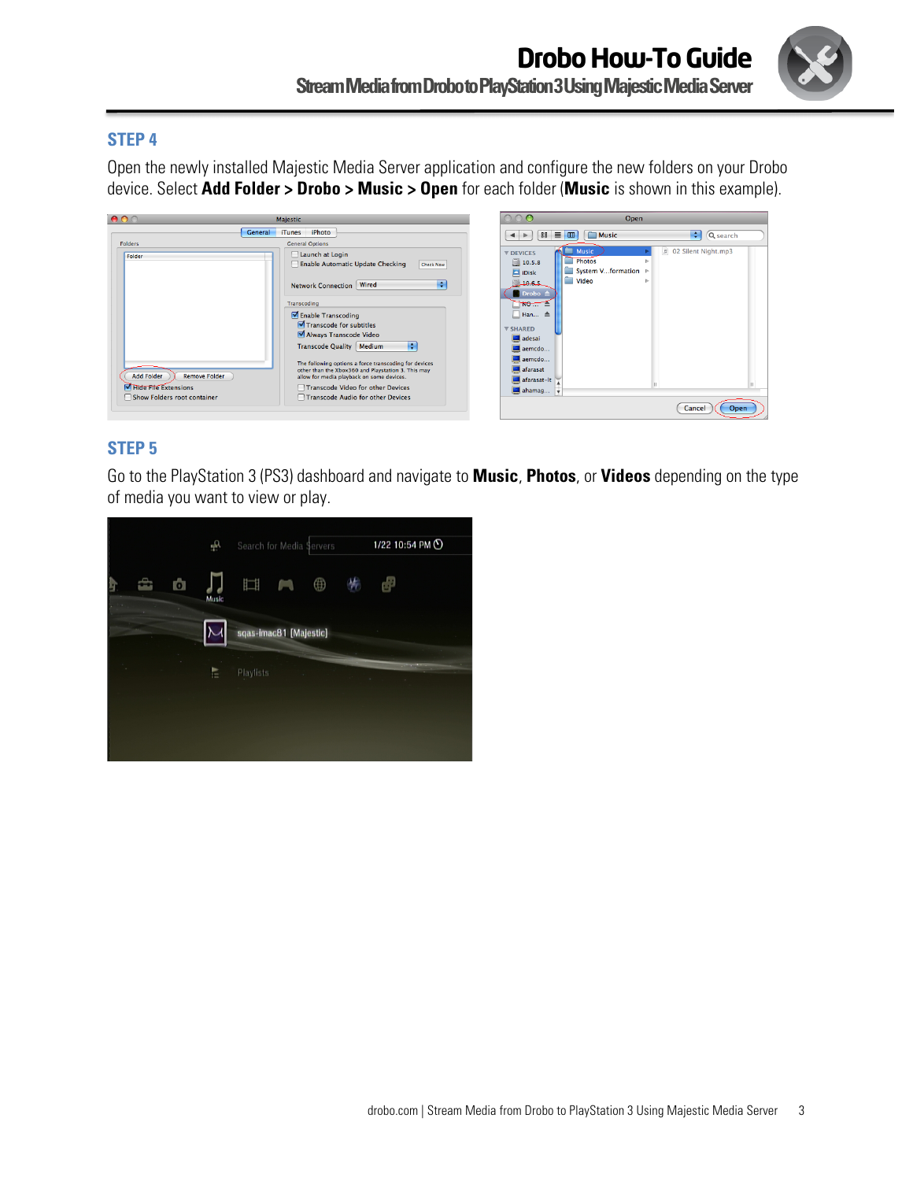## STEP 4

Open the newly installed Majestic Media Server application and configure the new folders on your Drobo device. Select **Add Folder > Drobo > Music > Open** for each folder (**Music** is shown in this example).

## STEP 5

Go to the PlayStation 3 (PS3) dashboard and navigate to **Music**, **Photos**, or **Videos** depending on the type of media you want to view or play.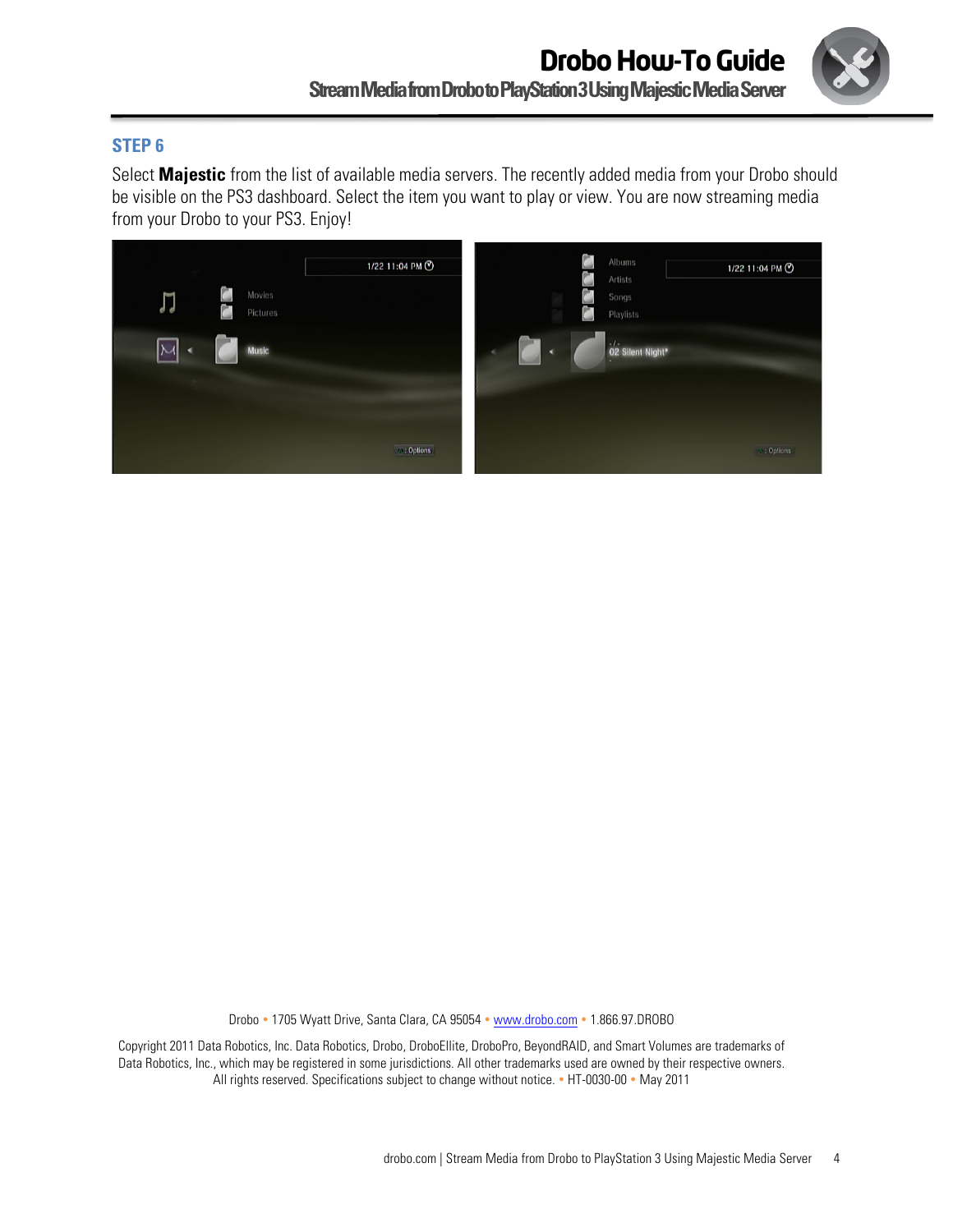### STEP 6

Select **Majestic** from the list of available media servers. The recently added media from your Drobo should be visible on the PS3 dashboard. Select the item you want to play or view. You are now streaming media from your Drobo to your PS3. Enjoy!

Drobo • 1705 Wyatt Drive, Santa Clara, CA 95054 • www.drobo.com • 1.866.97.DROBO

Copyright 2011 Data Robotics, Inc. Data Robotics, Drobo, DroboEllite, DroboPro, BeyondRAID, and Smart Volumes are trademarks of Data Robotics, Inc., which may be registered in some jurisdictions. All other trademarks used are owned by their respective owners. All rights reserved. Specifications subject to change without notice. • HT-0030-00 • May 2011